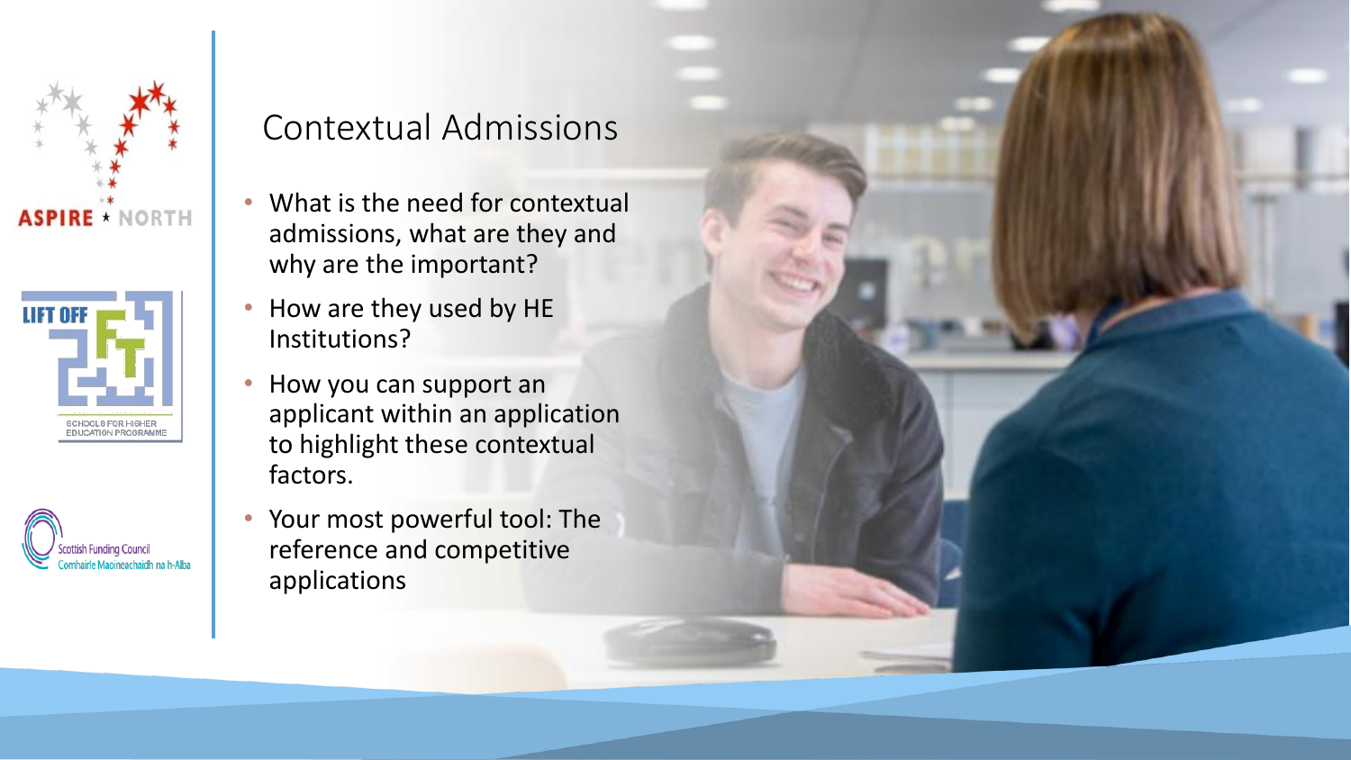# Contextual Admissions

- What is the need for contextual admissions, what are they and why are the important?
- How are they used by HE Institutions?
- How you can support an applicant within an application to highlight these contextual factors.
- Your most powerful tool: The reference and competitive applications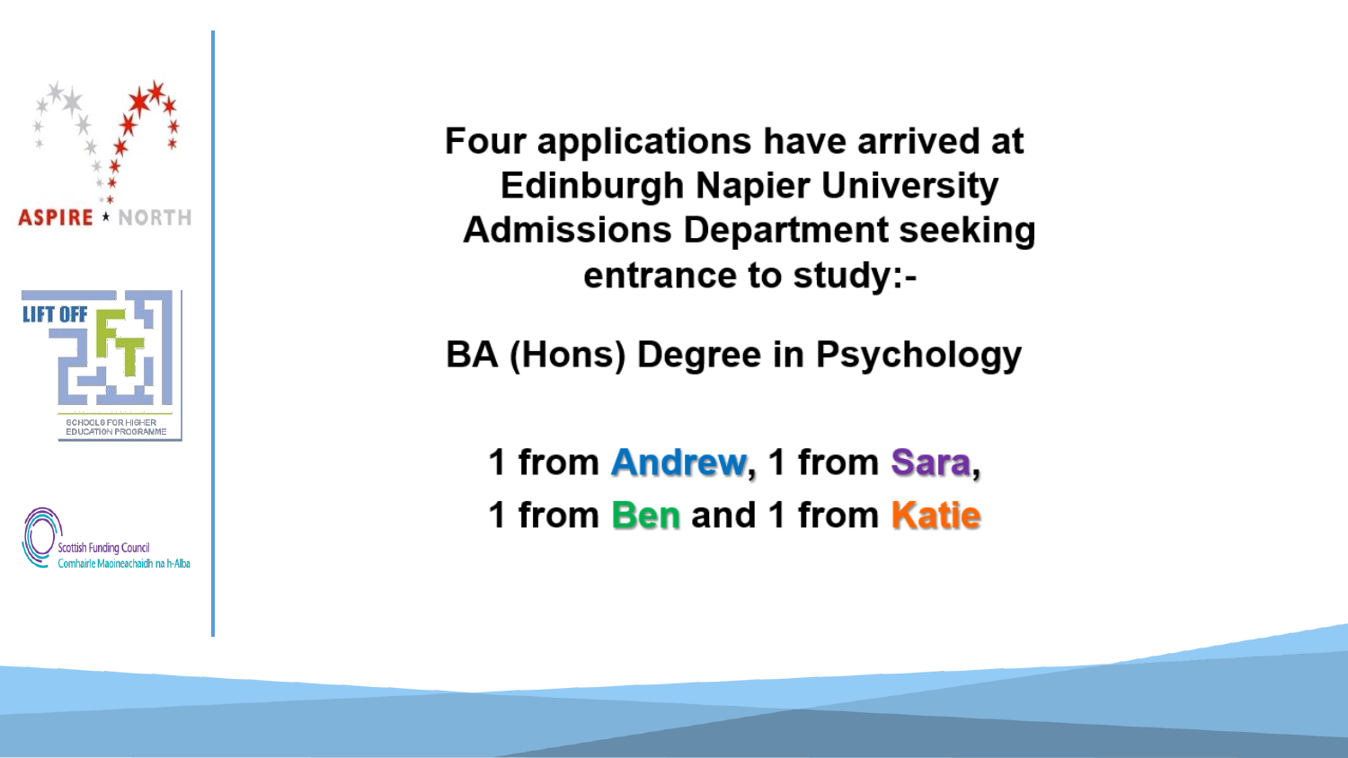**Four applications have arrived at Edinburgh Napier University Admissions Department seeking entrance to study:-**

**BA (Hons) Degree in Psychology**

**1 from Andrew, 1 from Sara, 1 from Ben and 1 from Katie**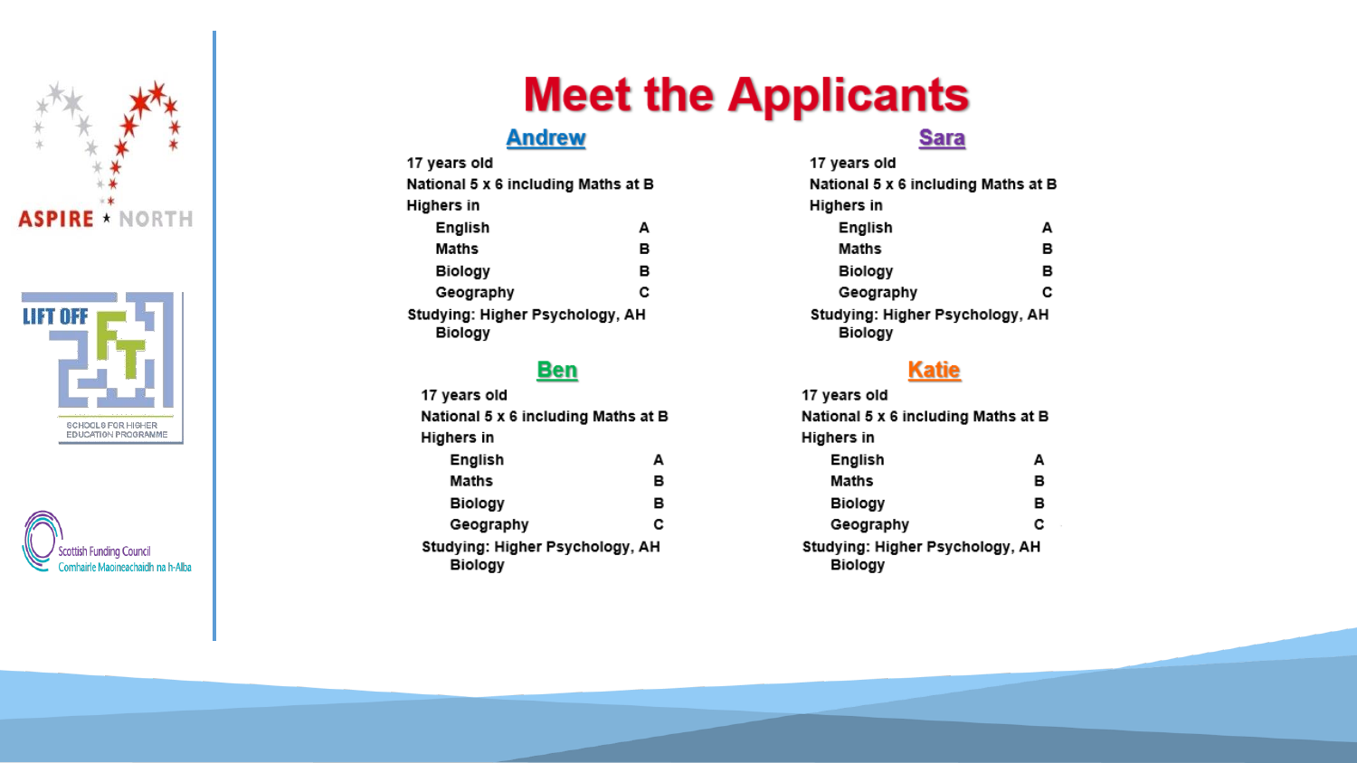# Meet the Applicants

## Andrew

17 years old

National 5 x 6 including Maths at B

Higher in

| Subject | Grade |
|---|---|
| English | A |
| Maths | B |
| Biology | B |
| Geography | C |

Studying: Higher Psychology, AH Biology

## Sara

17 years old

National 5 x 6 including Maths at B

Higher in

| Subject | Grade |
|---|---|
| English | A |
| Maths | B |
| Biology | B |
| Geography | C |

Studying: Higher Psychology, AH Biology

## Ben

17 years old

National 5 x 6 including Maths at B

Higher in

| Subject | Grade |
|---|---|
| English | A |
| Maths | B |
| Biology | B |
| Geography | C |

Studying: Higher Psychology, AH Biology

## Katie

17 years old

National 5 x 6 including Maths at B

Higher in

| Subject | Grade |
|---|---|
| English | A |
| Maths | B |
| Biology | B |
| Geography | C |

Studying: Higher Psychology, AH Biology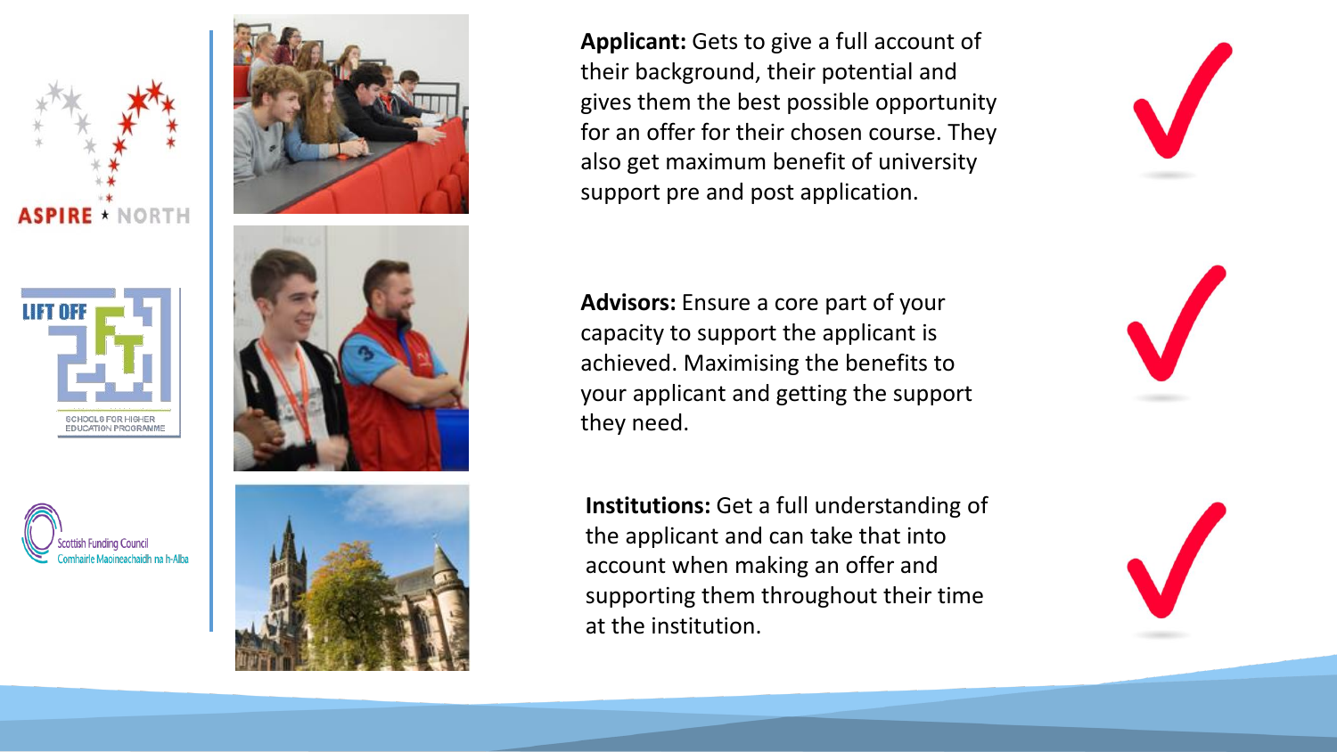**Applicant:** Gets to give a full account of their background, their potential and gives them the best possible opportunity for an offer for their chosen course. They also get maximum benefit of university support pre and post application.

**Advisors:** Ensure a core part of your capacity to support the applicant is achieved. Maximising the benefits to your applicant and getting the support they need.

**Institutions:** Get a full understanding of the applicant and can take that into account when making an offer and supporting them throughout their time at the institution.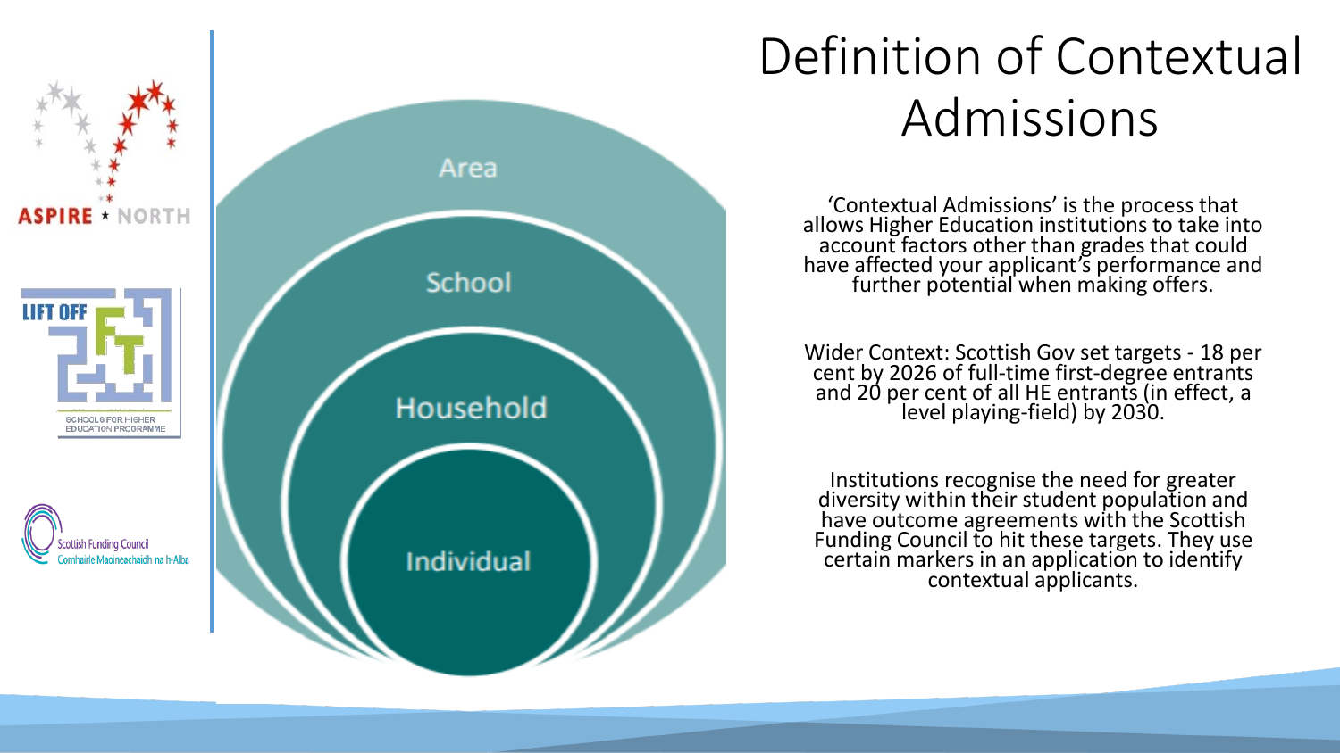# Definition of Contextual Admissions

Area

School

Household

Individual

'Contextual Admissions' is the process that allows Higher Education institutions to take into account factors other than grades that could have affected your applicant's performance and further potential when making offers.

Wider Context: Scottish Gov set targets - 18 per cent by 2026 of full-time first-degree entrants and 20 per cent of all HE entrants (in effect, a level playing-field) by 2030.

Institutions recognise the need for greater diversity within their student population and have outcome agreements with the Scottish Funding Council to hit these targets. They use certain markers in an application to identify contextual applicants.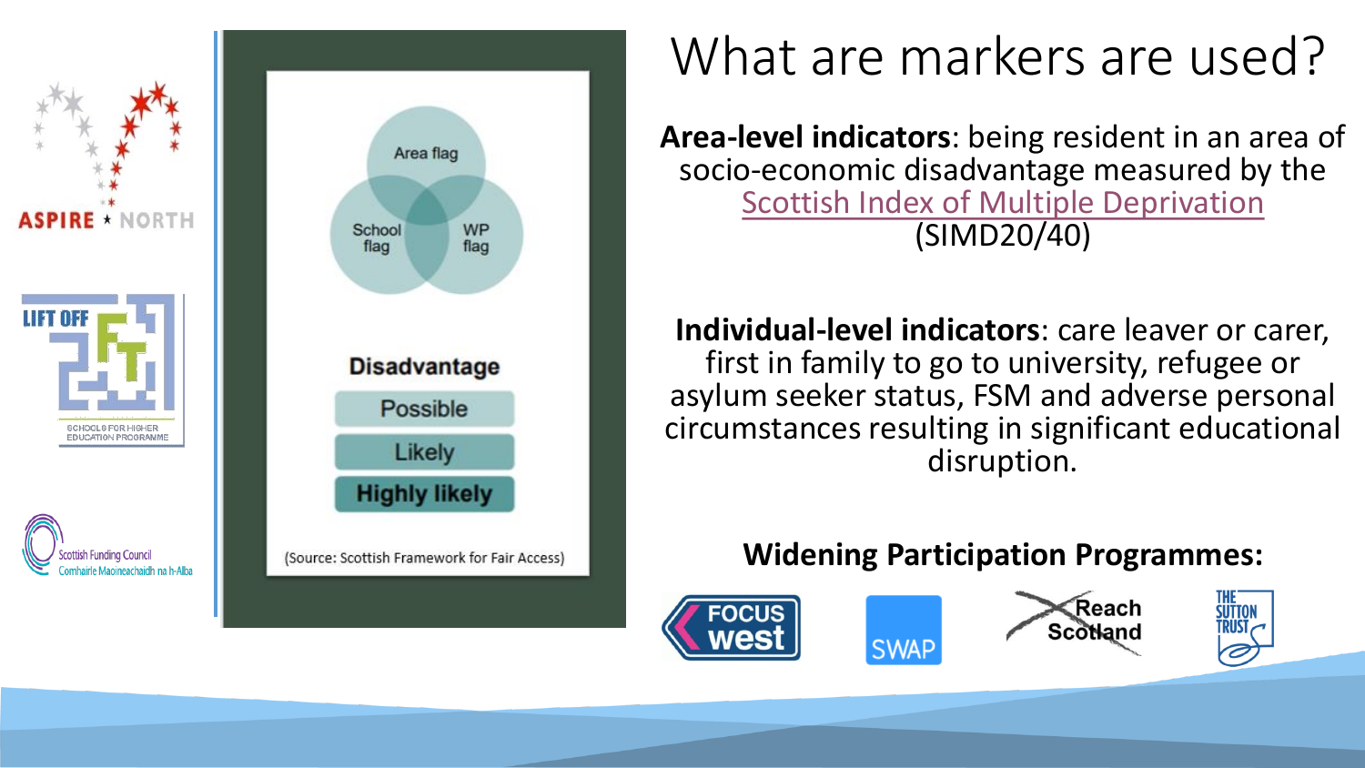# What are markers are used?

**Area-level indicators**: being resident in an area of socio-economic disadvantage measured by the Scottish Index of Multiple Deprivation (SIMD20/40)

**Individual-level indicators**: care leaver or carer, first in family to go to university, refugee or asylum seeker status, FSM and adverse personal circumstances resulting in significant educational disruption.

Area flag

School flag

WP flag

**Disadvantage**

- Possible
- Likely
- **Highly likely**

(Source: Scottish Framework for Fair Access)

**Widening Participation Programmes:**

FOCUS west

SWAP

Reach Scotland

The Sutton Trust

ASPIRE NORTH

LIFT OFF — Schools for Higher Education Programme

Scottish Funding Council — Comhairle Maoineachaidh na h-Alba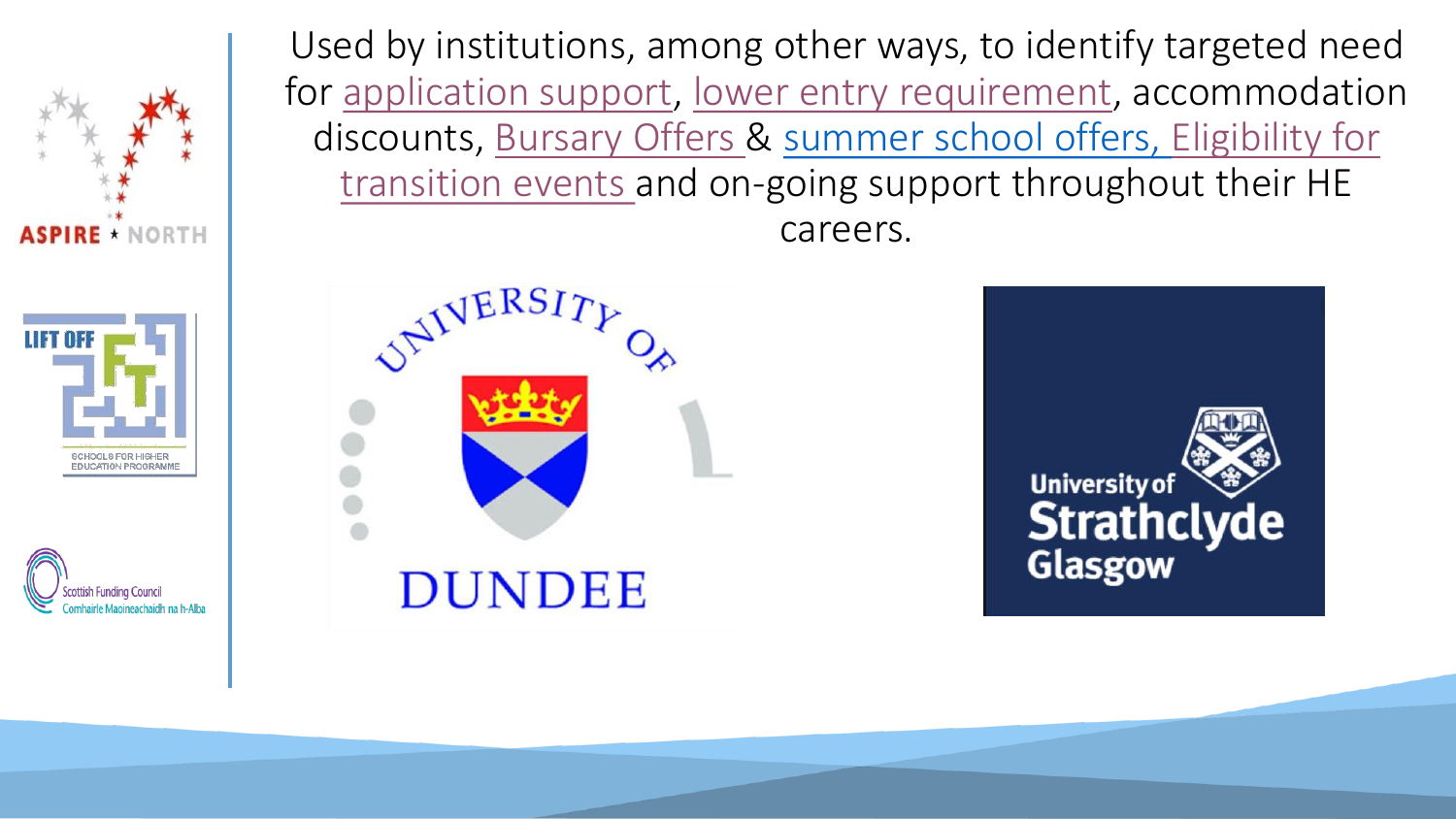Used by institutions, among other ways, to identify targeted need for application support, lower entry requirement, accommodation discounts, Bursary Offers & summer school offers, Eligibility for transition events and on-going support throughout their HE careers.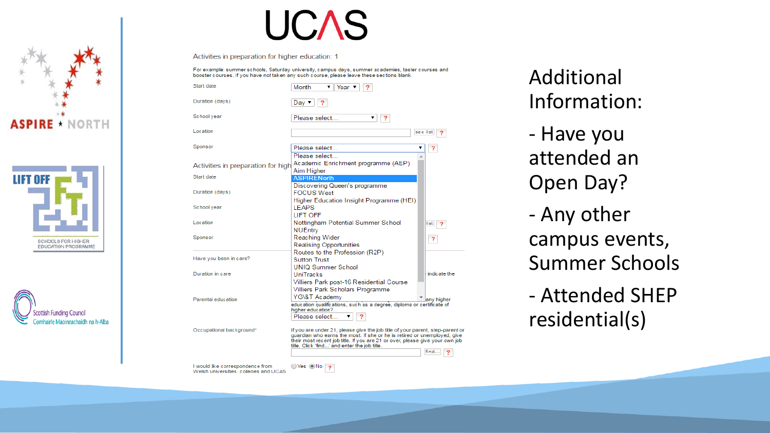# UCAS

Activities in preparation for higher education: 1

For example: summer schools, Saturday university, campus days, summer academies, taster courses and booster courses. If you have not taken any such course, please leave these sections blank.

Start date — Month ▼ Year ▼ ?

Duration (days) — Day ▼ ?

School year — Please select... ▼ ?

Location — see list ?

Sponsor — Please select... ▼ ?

- Please select...
- Academic Enrichment programme (AEP)
- Aim Higher
- ASPIRENorth
- Discovering Queen's programme
- FOCUS West
- Higher Education Insight Programme (HEI)
- LEAPS
- LIFT OFF
- Nottingham Potential Summer School
- NUEntry
- Reaching Wider
- Realising Opportunities
- Routes to the Profession (R2P)
- Sutton Trust
- UNIQ Summer School
- UniTracks
- Villiers Park post-16 Residential Course
- Villiers Park Scholars Programme
- YG&T Academy

Activities in preparation for high

Start date

Duration (days)

School year

Location

Sponsor

Have you been in care?

Duration in care

Parental education — ...any higher education qualifications, such as a degree, diploma or certificate of higher education? Please select... ▼ ?

Occupational background* — If you are under 21, please give the job title of your parent, step-parent or guardian who earns the most. If she or he is retired or unemployed, give their most recent job title. If you are 21 or over, please give your own job title. Click 'find...' and enter the job title. find... ?

I would like correspondence from Welsh universities, colleges and UCAS — Yes / No ?

ASPIRE ★ NORTH

LIFT OFF — SCHOOLS FOR HIGHER EDUCATION PROGRAMME

Scottish Funding Council
Comhairle Maoineachaidh na h-Alba

Additional Information:

- Have you attended an Open Day?
- Any other campus events, Summer Schools
- Attended SHEP residential(s)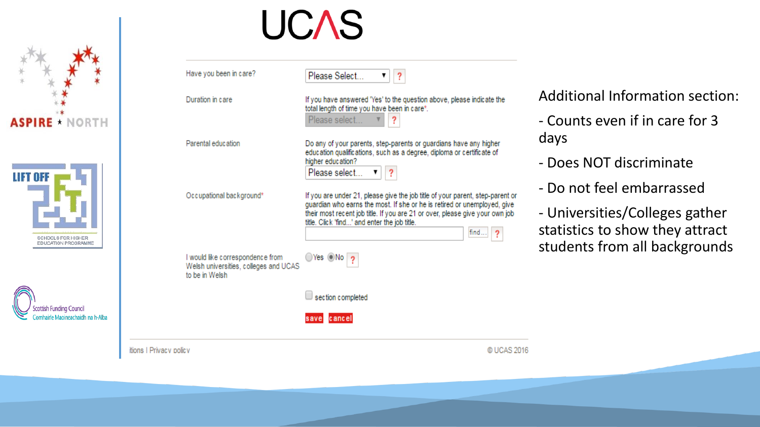UCAS

| | |
|---|---|
| Have you been in care? | Please Select... ? |
| Duration in care | If you have answered 'Yes' to the question above, please indicate the total length of time you have been in care*. Please select... ? |
| Parental education | Do any of your parents, step-parents or guardians have any higher education qualifications, such as a degree, diploma or certificate of higher education? Please select... ? |
| Occupational background* | If you are under 21, please give the job title of your parent, step-parent or guardian who earns the most. If she or he is retired or unemployed, give their most recent job title. If you are 21 or over, please give your own job title. Click 'find...' and enter the job title. find... ? |
| I would like correspondence from Welsh universities, colleges and UCAS to be in Welsh | Yes No ? |
| | section completed |
| | save cancel |

itions | Privacy policy

© UCAS 2016

Additional Information section:

- Counts even if in care for 3 days
- Does NOT discriminate
- Do not feel embarrassed
- Universities/Colleges gather statistics to show they attract students from all backgrounds

ASPIRE NORTH

LIFT OFF — SCHOOLS FOR HIGHER EDUCATION PROGRAMME

Scottish Funding Council
Comhairle Maoineachaidh na h-Alba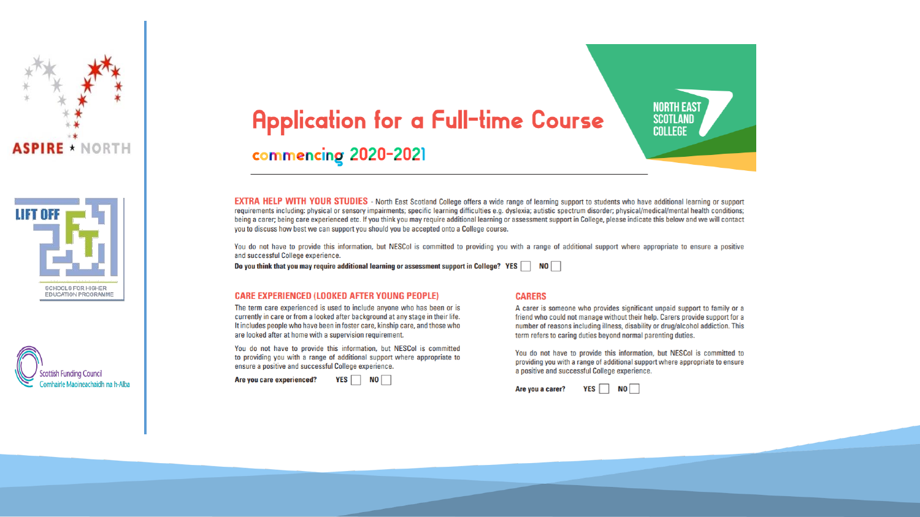# Application for a Full-time Course

## commencing 2020-2021

**EXTRA HELP WITH YOUR STUDIES** - North East Scotland College offers a wide range of learning support to students who have additional learning or support requirements including: physical or sensory impairments; specific learning difficulties e.g. dyslexia; autistic spectrum disorder; physical/medical/mental health conditions; being a carer; being care experienced etc. If you think you may require additional learning or assessment support in College, please indicate this below and we will contact you to discuss how best we can support you should you be accepted onto a College course.

You do not have to provide this information, but NESCol is committed to providing you with a range of additional support where appropriate to ensure a positive and successful College experience.

**Do you think that you may require additional learning or assessment support in College?** YES ☐ NO ☐

### CARE EXPERIENCED (LOOKED AFTER YOUNG PEOPLE)

The term care experienced is used to include anyone who has been or is currently in care or from a looked after background at any stage in their life. It includes people who have been in foster care, kinship care, and those who are looked after at home with a supervision requirement.

You do not have to provide this information, but NESCol is committed to providing you with a range of additional support where appropriate to ensure a positive and successful College experience.

**Are you care experienced?** YES ☐ NO ☐

### CARERS

A carer is someone who provides significant unpaid support to family or a friend who could not manage without their help. Carers provide support for a number of reasons including illness, disability or drug/alcohol addiction. This term refers to caring duties beyond normal parenting duties.

You do not have to provide this information, but NESCol is committed to providing you with a range of additional support where appropriate to ensure a positive and successful College experience.

**Are you a carer?** YES ☐ NO ☐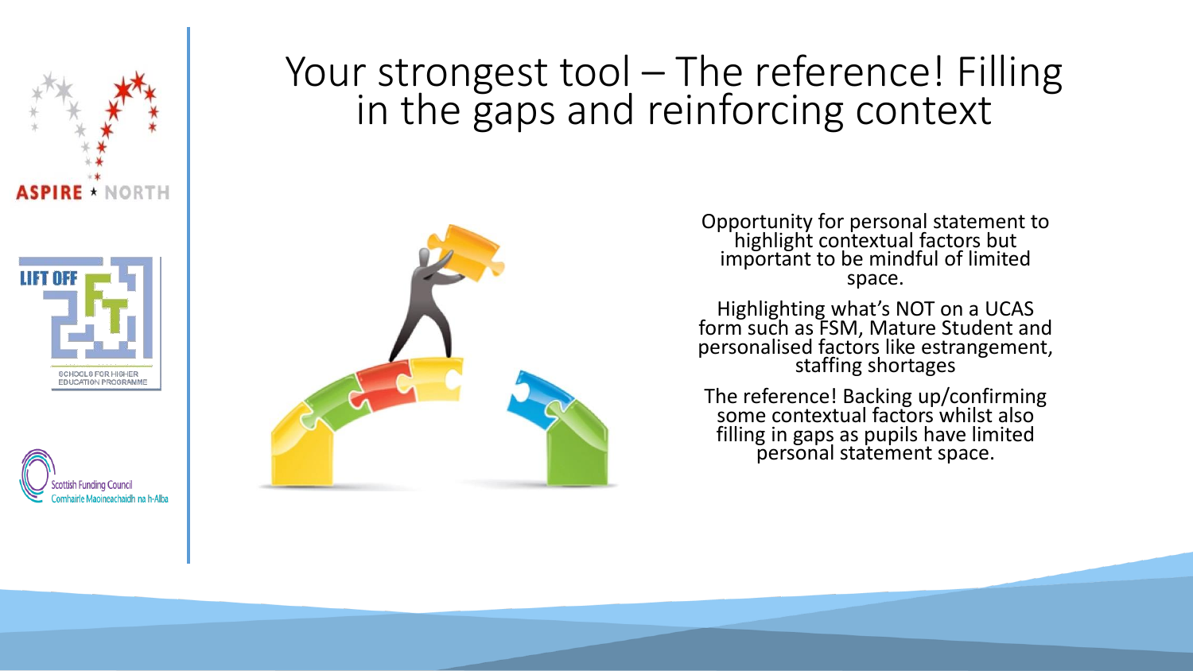# Your strongest tool – The reference! Filling in the gaps and reinforcing context

Opportunity for personal statement to highlight contextual factors but important to be mindful of limited space.

Highlighting what's NOT on a UCAS form such as FSM, Mature Student and personalised factors like estrangement, staffing shortages

The reference! Backing up/confirming some contextual factors whilst also filling in gaps as pupils have limited personal statement space.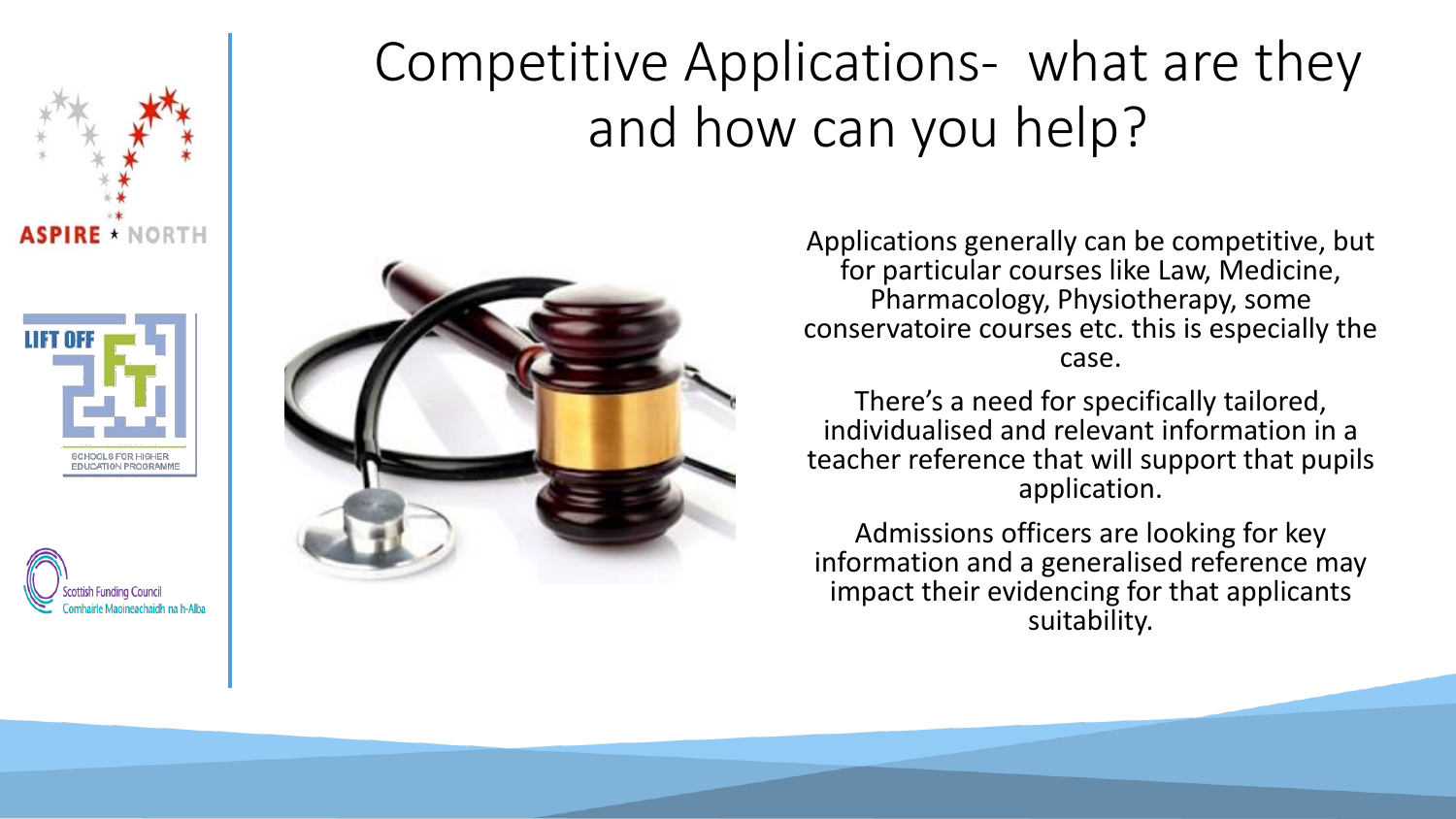# Competitive Applications- what are they and how can you help?

Applications generally can be competitive, but for particular courses like Law, Medicine, Pharmacology, Physiotherapy, some conservatoire courses etc. this is especially the case.

There's a need for specifically tailored, individualised and relevant information in a teacher reference that will support that pupils application.

Admissions officers are looking for key information and a generalised reference may impact their evidencing for that applicants suitability.